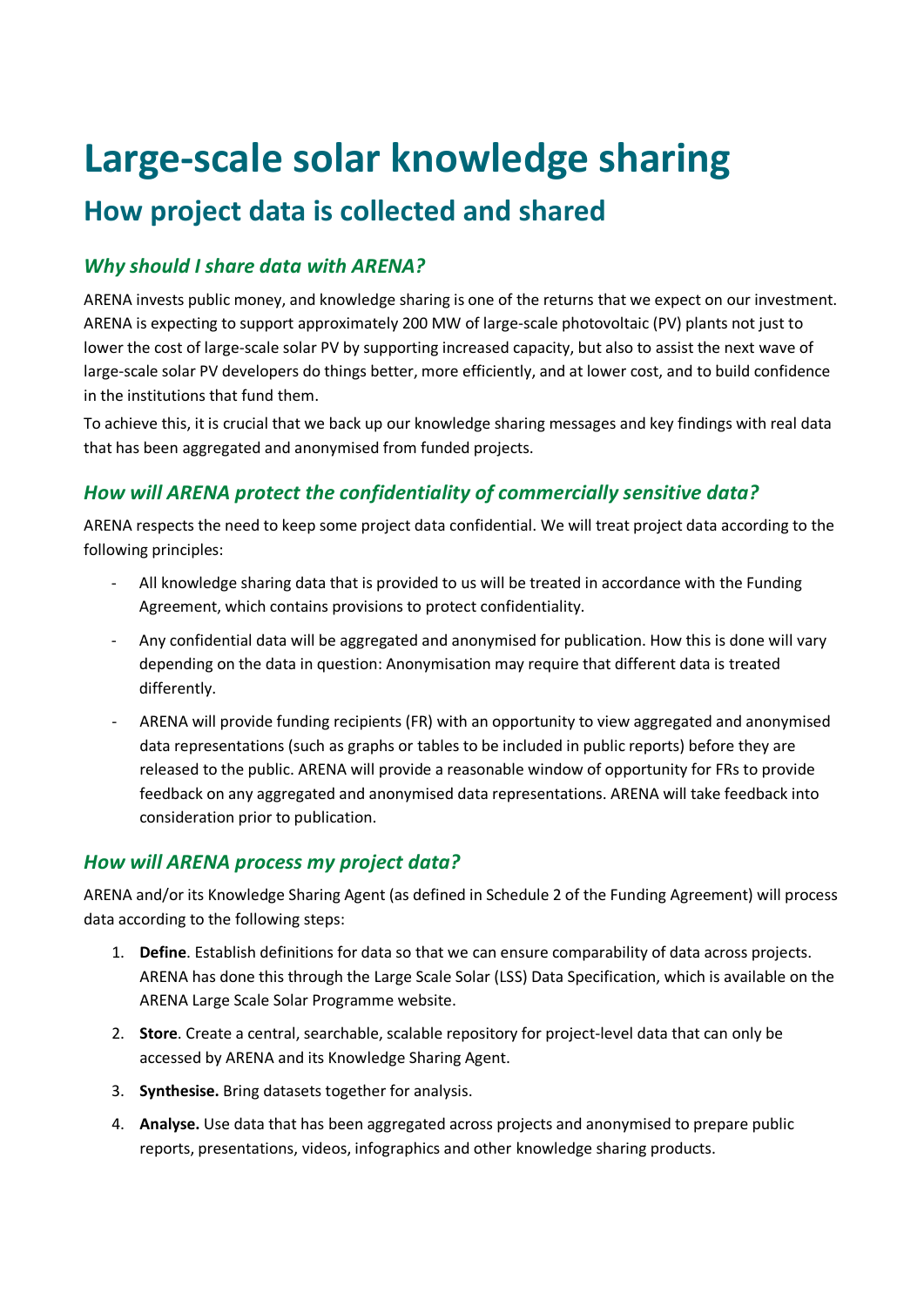# Large-scale solar knowledge sharing

## How project data is collected and shared

### *Why should I share data with ARENA?*

ARENA invests public money, and knowledge sharing is one of the returns that we expect on our investment. ARENA is expecting to support approximately 200 MW of large-scale photovoltaic (PV) plants not just to lower the cost of large-scale solar PV by supporting increased capacity, but also to assist the next wave of large-scale solar PV developers do things better, more efficiently, and at lower cost, and to build confidence in the institutions that fund them.

To achieve this, it is crucial that we back up our knowledge sharing messages and key findings with real data that has been aggregated and anonymised from funded projects.

### *How will ARENA protect the confidentiality of commercially sensitive data?*

ARENA respects the need to keep some project data confidential. We will treat project data according to the following principles:

- All knowledge sharing data that is provided to us will be treated in accordance with the Funding Agreement, which contains provisions to protect confidentiality.
- Any confidential data will be aggregated and anonymised for publication. How this is done will vary depending on the data in question: Anonymisation may require that different data is treated differently.
- ARENA will provide funding recipients (FR) with an opportunity to view aggregated and anonymised data representations (such as graphs or tables to be included in public reports) before they are released to the public. ARENA will provide a reasonable window of opportunity for FRs to provide feedback on any aggregated and anonymised data representations. ARENA will take feedback into consideration prior to publication.

### *How will ARENA process my project data?*

ARENA and/or its Knowledge Sharing Agent (as defined in Schedule 2 of the Funding Agreement) will process data according to the following steps:

1. **Define**. Establish definitions for data so that we can ensure comparability of data across projects. ARENA has done this through the Large Scale Solar (LSS) Data Specification, which is available on the ARENA Large Scale Solar Programme website.
2. **Store**. Create a central, searchable, scalable repository for project-level data that can only be accessed by ARENA and its Knowledge Sharing Agent.
3. **Synthesise.** Bring datasets together for analysis.
4. **Analyse.** Use data that has been aggregated across projects and anonymised to prepare public reports, presentations, videos, infographics and other knowledge sharing products.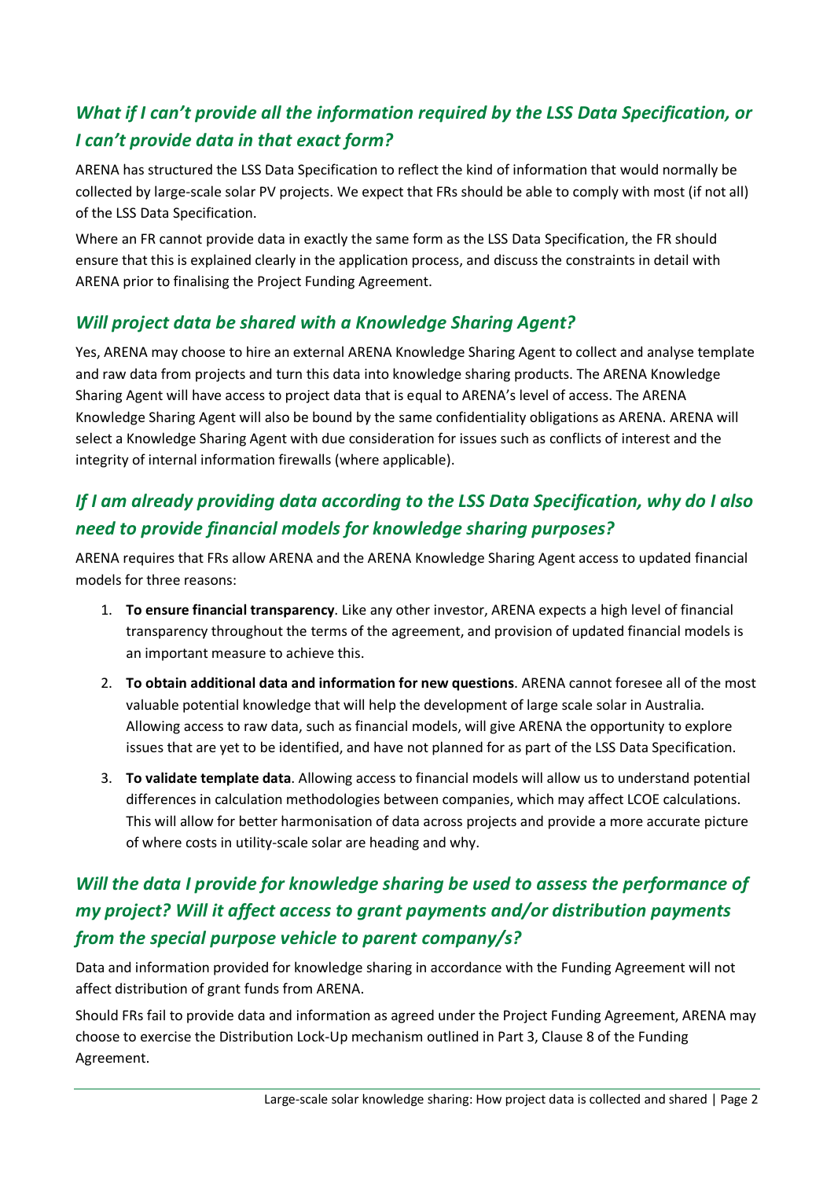## *What if I can't provide all the information required by the LSS Data Specification, or I can't provide data in that exact form?*

ARENA has structured the LSS Data Specification to reflect the kind of information that would normally be collected by large-scale solar PV projects. We expect that FRs should be able to comply with most (if not all) of the LSS Data Specification.

Where an FR cannot provide data in exactly the same form as the LSS Data Specification, the FR should ensure that this is explained clearly in the application process, and discuss the constraints in detail with ARENA prior to finalising the Project Funding Agreement.

## *Will project data be shared with a Knowledge Sharing Agent?*

Yes, ARENA may choose to hire an external ARENA Knowledge Sharing Agent to collect and analyse template and raw data from projects and turn this data into knowledge sharing products. The ARENA Knowledge Sharing Agent will have access to project data that is equal to ARENA's level of access. The ARENA Knowledge Sharing Agent will also be bound by the same confidentiality obligations as ARENA. ARENA will select a Knowledge Sharing Agent with due consideration for issues such as conflicts of interest and the integrity of internal information firewalls (where applicable).

## *If I am already providing data according to the LSS Data Specification, why do I also need to provide financial models for knowledge sharing purposes?*

ARENA requires that FRs allow ARENA and the ARENA Knowledge Sharing Agent access to updated financial models for three reasons:

1. **To ensure financial transparency**. Like any other investor, ARENA expects a high level of financial transparency throughout the terms of the agreement, and provision of updated financial models is an important measure to achieve this.
2. **To obtain additional data and information for new questions**. ARENA cannot foresee all of the most valuable potential knowledge that will help the development of large scale solar in Australia. Allowing access to raw data, such as financial models, will give ARENA the opportunity to explore issues that are yet to be identified, and have not planned for as part of the LSS Data Specification.
3. **To validate template data**. Allowing access to financial models will allow us to understand potential differences in calculation methodologies between companies, which may affect LCOE calculations. This will allow for better harmonisation of data across projects and provide a more accurate picture of where costs in utility-scale solar are heading and why.

## *Will the data I provide for knowledge sharing be used to assess the performance of my project? Will it affect access to grant payments and/or distribution payments from the special purpose vehicle to parent company/s?*

Data and information provided for knowledge sharing in accordance with the Funding Agreement will not affect distribution of grant funds from ARENA.

Should FRs fail to provide data and information as agreed under the Project Funding Agreement, ARENA may choose to exercise the Distribution Lock-Up mechanism outlined in Part 3, Clause 8 of the Funding Agreement.